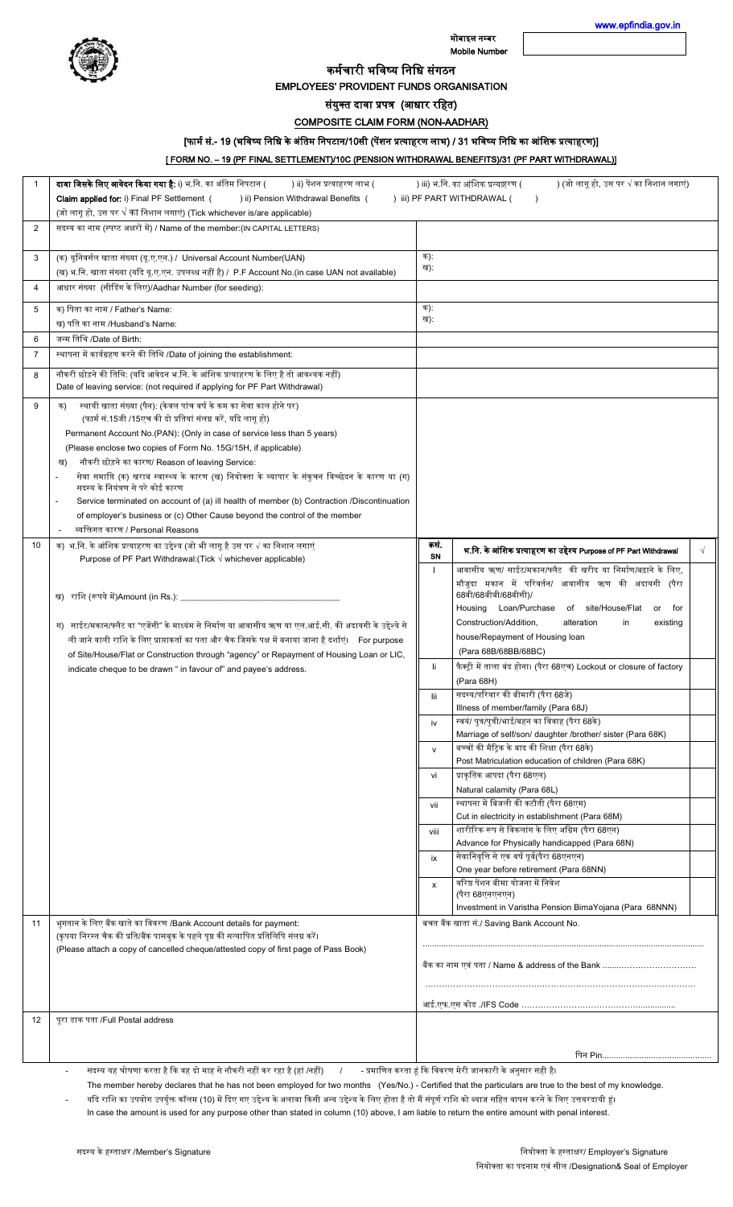www.epfindia.gov.in

मोबाइल नम्बर
Mobile Number

# कर्मचारी भविष्य निधि संगठन
# EMPLOYEES' PROVIDENT FUNDS ORGANISATION

## संयुक्त दावा प्रपत्र (आधार रहित)
## COMPOSITE CLAIM FORM (NON-AADHAR)

### [फार्म सं.- 19 (भविष्य निधि के अंतिम निपटान/10सी (पेंशन प्रत्याहरण लाभ) / 31 भविष्य निधि का आंशिक प्रत्याहरण)]
### [ FORM NO. – 19 (PF FINAL SETTLEMENT)/10C (PENSION WITHDRAWAL BENEFITS)/31 (PF PART WITHDRAWAL)]

| | | |
|---|---|---|
| 1 | **दावा जिसके लिए आवेदन किया गया है:** i) भ.नि. का अंतिम निपटान ( ) ii) पेंशन प्रत्याहरण लाभ ( ) iii) भ.नि. का आंशिक प्रत्याहरण ( ) (जो लागू हो, उस पर √ का निशान लगाएं)<br>**Claim applied for:** i) Final PF Settlement ( ) ii) Pension Withdrawal Benefits ( ) iii) PF PART WITHDRAWAL ( )<br>(जो लागू हो, उस पर √ का निशान लगाएं) (Tick whichever is/are applicable) | |
| 2 | सदस्य का नाम (स्पष्ट अक्षरों में) / Name of the member:(IN CAPITAL LETTERS) | |
| 3 | (क) यूनिवर्सल खाता संख्या (यू.ए.एन.) / Universal Account Number(UAN)<br>(ख) भ.नि. खाता संख्या (यदि यू.ए.एन. उपलब्ध नहीं है) / P.F Account No.(in case UAN not available) | क):<br>ख): |
| 4 | आधार संख्या (सीडिंग के लिए)/Aadhar Number (for seeding): | |
| 5 | क) पिता का नाम / Father's Name:<br>ख) पति का नाम /Husband's Name: | क):<br>ख): |
| 6 | जन्म तिथि /Date of Birth: | |
| 7 | स्थापना में कार्यग्रहण करने की तिथि /Date of joining the establishment: | |
| 8 | नौकरी छोड़ने की तिथि: (यदि आवेदन भ.नि. के आंशिक प्रत्याहरण के लिए है तो आवश्यक नहीं)<br>Date of leaving service: (not required if applying for PF Part Withdrawal) | |
| 9 | क) स्थायी खाता संख्या (पैन): (केवल पांच वर्ष के कम का सेवा काल होने पर)<br>(फार्म सं.15जी /15एच की दो प्रतियां संलग्न करें, यदि लागू हो)<br>Permanent Account No.(PAN): (Only in case of service less than 5 years)<br>(Please enclose two copies of Form No. 15G/15H, if applicable)<br>ख) नौकरी छोड़ने का कारण/ Reason of leaving Service:<br>- सेवा समाप्ति (क) खराब स्वास्थ्य के कारण (ख) नियोक्ता के व्यापार के संकुचन विच्छेदन के कारण या (ग) सदस्य के नियंत्रण से परे कोई कारण<br>- Service terminated on account of (a) ill health of member (b) Contraction /Discontinuation of employer's business or (c) Other Cause beyond the control of the member<br>- व्यक्तिगत कारण / Personal Reasons | |
| 10 | क) भ.नि. के आंशिक प्रत्याहरण का उद्देश्य (जो भी लागू है उस पर √ का निशान लगाएं<br>Purpose of PF Part Withdrawal:(Tick √ whichever applicable)<br><br>ख) राशि (रूपये में)Amount (in Rs.): ____________<br><br>ग) साईट/मकान/फ्लैट या "एजेंसी" के माध्यम से निर्माण या आवासीय ऋण या एल.आई.सी. की अदायगी के उद्देश्ये से ली जाने वाली राशि के लिए प्राप्तकर्ता का पता और चैक जिसके पक्ष में बनाया जाना है दर्शाएं। For purpose of Site/House/Flat or Construction through "agency" or Repayment of Housing Loan or LIC, indicate cheque to be drawn " in favour of" and payee's address. | (see table below) |
| 11 | भुगतान के लिए बैंक खाते का विवरण /Bank Account details for payment:<br>(कृपया निरस्त चैक की प्रति/बैंक पासबुक के पहले पृष्ठ की सत्यापित प्रतिलिपि संलग्न करें।<br>(Please attach a copy of cancelled cheque/attested copy of first page of Pass Book) | बचत बैंक खाता सं./ Saving Bank Account No. ..........<br>बैंक का नाम एवं पता / Name & address of the Bank ..........<br>..........<br>आई.एफ.एस कोड ./IFS Code .......... |
| 12 | पूरा डाक पता /Full Postal address | पिन Pin.......... |

| क्रसं. SN | भ.नि. के आंशिक प्रत्याहरण का उद्देश्य Purpose of PF Part Withdrawal | √ |
|---|---|---|
| I | आवासीय ऋण/ साईट/मकान/फ्लैट की खरीद या निर्माण/बढ़ाने के लिए, मौजूदा मकान में परिवर्तन/ आवासीय ऋण की अदायगी (पैरा 68बी/68बीबी/68बीसी)/<br>Housing Loan/Purchase of site/House/Flat or for Construction/Addition, alteration in existing house/Repayment of Housing loan (Para 68B/68BB/68BC) | |
| Ii | फैक्ट्री में ताला बंद होना। (पैरा 68एच) Lockout or closure of factory (Para 68H) | |
| Iii | सदस्य/परिवार की बीमारी (पैरा 68जे)<br>Illness of member/family (Para 68J) | |
| iv | स्वयं/ पुत्र/पुत्री/भाई/बहन का विवाह (पैरा 68के)<br>Marriage of self/son/ daughter /brother/ sister (Para 68K) | |
| v | बच्चों की मैट्रिक के बाद की शिक्षा (पैरा 68के)<br>Post Matriculation education of children (Para 68K) | |
| vi | प्राकृतिक आपदा (पैरा 68एल)<br>Natural calamity (Para 68L) | |
| vii | स्थापना में बिजली की कटौती (पैरा 68एम)<br>Cut in electricity in establishment (Para 68M) | |
| viii | शारीरिक रूप से विकलांग के लिए अग्रिम (पैरा 68एन)<br>Advance for Physically handicapped (Para 68N) | |
| ix | सेवानिवृत्ति से एक वर्ष पूर्व(पैरा 68एनएन)<br>One year before retirement (Para 68NN) | |
| x | वरिष्ठ पेंशन बीमा योजना में निवेश (पैरा 68एनएनएन)<br>Investment in Varistha Pension BimaYojana (Para 68NNN) | |

- सदस्य यह घोषणा करता है कि वह दो माह से नौकरी नहीं कर रहा है (हां /नहीं) / - प्रमाणित करता हूं कि विवरण मेरी जानकारी के अनुसार सही है।
  The member hereby declares that he has not been employed for two months (Yes/No.) - Certified that the particulars are true to the best of my knowledge.
- यदि राशि का उपयोग उपर्युक्त कॉलम (10) में दिए गए उद्देश्य के अलावा किसी अन्य उद्देश्य के लिए होता है तो मैं संपूर्ण राशि को ब्याज सहित वापस करने के लिए उत्तरदायी हूं।
  In case the amount is used for any purpose other than stated in column (10) above, I am liable to return the entire amount with penal interest.

सदस्य के हस्ताक्षर /Member's Signature

नियोक्ता के हस्ताक्षर/ Employer's Signature
नियोक्ता का पदनाम एवं सील /Designation& Seal of Employer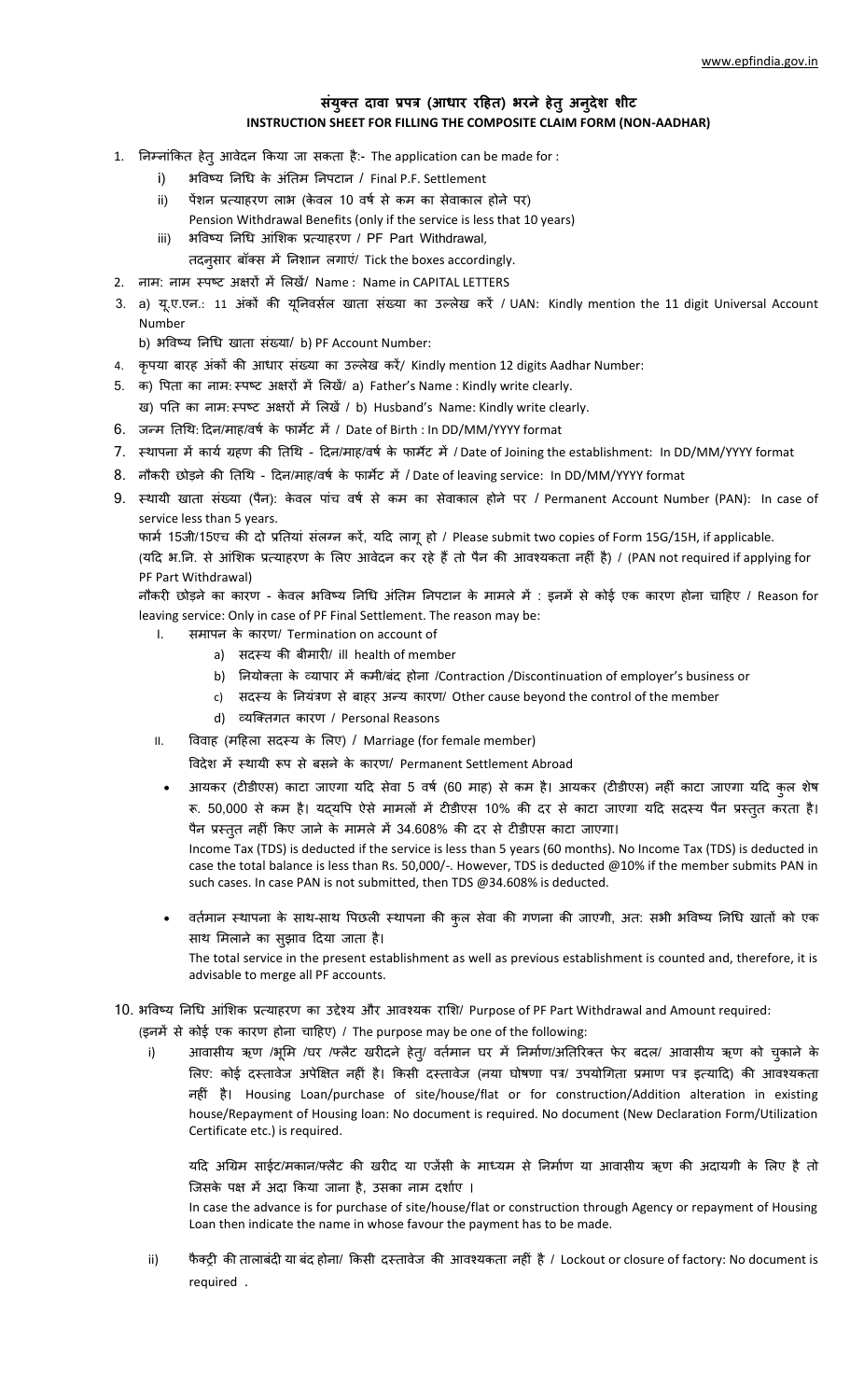# संयुक्त दावा प्रपत्र (आधार रहित) भरने हेतु अनुदेश शीट

## INSTRUCTION SHEET FOR FILLING THE COMPOSITE CLAIM FORM (NON-AADHAR)

1. निम्नांकित हेतु आवेदन किया जा सकता है:- The application can be made for :
   i) भविष्य निधि के अंतिम निपटान / Final P.F. Settlement
   ii) पेंशन प्रत्याहरण लाभ (केवल 10 वर्ष से कम का सेवाकाल होने पर)
   Pension Withdrawal Benefits (only if the service is less that 10 years)
   iii) भविष्य निधि आंशिक प्रत्याहरण / PF Part Withdrawal,
   तदनुसार बॉक्स में निशान लगाएं/ Tick the boxes accordingly.
2. नाम: नाम स्पष्ट अक्षरों में लिखें/ Name : Name in CAPITAL LETTERS
3. a) यू.ए.एन.: 11 अंकों की यूनिवर्सल खाता संख्या का उल्लेख करें / UAN: Kindly mention the 11 digit Universal Account Number
   b) भविष्य निधि खाता संख्या/ b) PF Account Number:
4. कृपया बारह अंकों की आधार संख्या का उल्लेख करें/ Kindly mention 12 digits Aadhar Number:
5. क) पिता का नाम: स्पष्ट अक्षरों में लिखें/ a) Father's Name : Kindly write clearly.
   ख) पति का नाम: स्पष्ट अक्षरों में लिखें / b) Husband's Name: Kindly write clearly.
6. जन्म तिथि: दिन/माह/वर्ष के फार्मेट में / Date of Birth : In DD/MM/YYYY format
7. स्थापना में कार्य ग्रहण की तिथि - दिन/माह/वर्ष के फार्मेट में / Date of Joining the establishment: In DD/MM/YYYY format
8. नौकरी छोड़ने की तिथि - दिन/माह/वर्ष के फार्मेट में / Date of leaving service: In DD/MM/YYYY format
9. स्थायी खाता संख्या (पैन): केवल पांच वर्ष से कम का सेवाकाल होने पर / Permanent Account Number (PAN): In case of service less than 5 years.

   फार्म 15जी/15एच की दो प्रतियां संलग्न करें, यदि लागू हो / Please submit two copies of Form 15G/15H, if applicable.

   (यदि भ.नि. से आंशिक प्रत्याहरण के लिए आवेदन कर रहे हैं तो पैन की आवश्यकता नहीं है) / (PAN not required if applying for PF Part Withdrawal)

   नौकरी छोड़ने का कारण - केवल भविष्य निधि अंतिम निपटान के मामले में : इनमें से कोई एक कारण होना चाहिए / Reason for leaving service: Only in case of PF Final Settlement. The reason may be:

   I. समापन के कारण/ Termination on account of
      a) सदस्य की बीमारी/ ill health of member
      b) नियोक्ता के व्यापार में कमी/बंद होना /Contraction /Discontinuation of employer's business or
      c) सदस्य के नियंत्रण से बाहर अन्य कारण/ Other cause beyond the control of the member
      d) व्यक्तिगत कारण / Personal Reasons

   II. विवाह (महिला सदस्य के लिए) / Marriage (for female member)
   विदेश में स्थायी रूप से बसने के कारण/ Permanent Settlement Abroad

   - आयकर (टीडीएस) काटा जाएगा यदि सेवा 5 वर्ष (60 माह) से कम है। आयकर (टीडीएस) नहीं काटा जाएगा यदि कुल शेष रू. 50,000 से कम है। यद्यपि ऐसे मामलों में टीडीएस 10% की दर से काटा जाएगा यदि सदस्य पैन प्रस्तुत करता है। पैन प्रस्तुत नहीं किए जाने के मामले में 34.608% की दर से टीडीएस काटा जाएगा।
   Income Tax (TDS) is deducted if the service is less than 5 years (60 months). No Income Tax (TDS) is deducted in case the total balance is less than Rs. 50,000/-. However, TDS is deducted @10% if the member submits PAN in such cases. In case PAN is not submitted, then TDS @34.608% is deducted.
   - वर्तमान स्थापना के साथ-साथ पिछली स्थापना की कुल सेवा की गणना की जाएगी, अतः सभी भविष्य निधि खातों को एक साथ मिलाने का सुझाव दिया जाता है।
   The total service in the present establishment as well as previous establishment is counted and, therefore, it is advisable to merge all PF accounts.

10. भविष्य निधि आंशिक प्रत्याहरण का उद्देश्य और आवश्यक राशि/ Purpose of PF Part Withdrawal and Amount required:
    (इनमें से कोई एक कारण होना चाहिए) / The purpose may be one of the following:

    i) आवासीय ऋण /भूमि /घर /फ्लैट खरीदने हेतु/ वर्तमान घर में निर्माण/अतिरिक्त फेर बदल/ आवासीय ऋण को चुकाने के लिए: कोई दस्तावेज अपेक्षित नहीं है। किसी दस्तावेज (नया घोषणा पत्र/ उपयोगिता प्रमाण पत्र इत्यादि) की आवश्यकता नहीं है। Housing Loan/purchase of site/house/flat or for construction/Addition alteration in existing house/Repayment of Housing loan: No document is required. No document (New Declaration Form/Utilization Certificate etc.) is required.

    यदि अग्रिम साईट/मकान/फ्लैट की खरीद या एजेंसी के माध्यम से निर्माण या आवासीय ऋण की अदायगी के लिए है तो जिसके पक्ष में अदा किया जाना है, उसका नाम दर्शाए ।
    In case the advance is for purchase of site/house/flat or construction through Agency or repayment of Housing Loan then indicate the name in whose favour the payment has to be made.

    ii) फैक्ट्री की तालाबंदी या बंद होना/ किसी दस्तावेज की आवश्यकता नहीं है / Lockout or closure of factory: No document is required .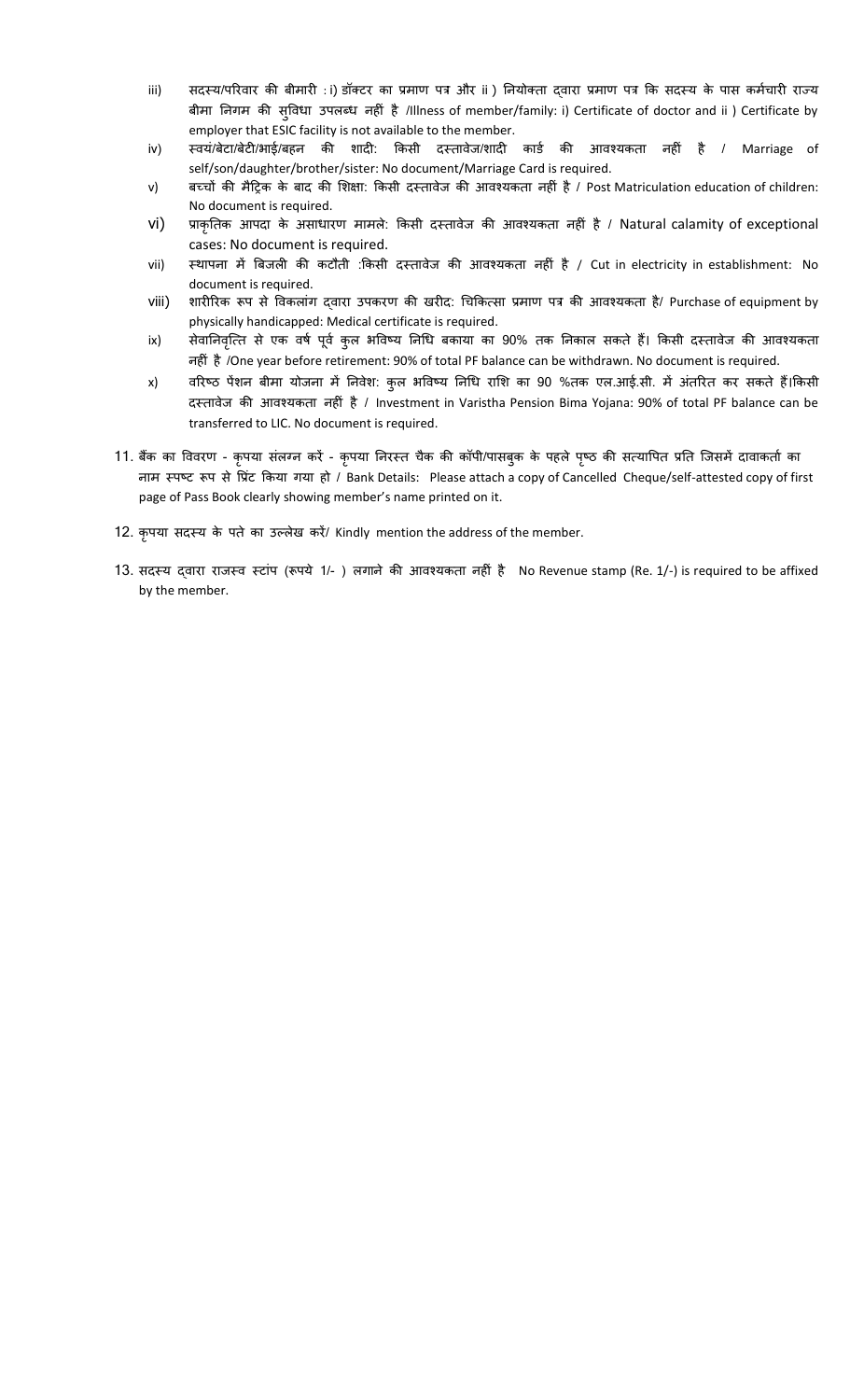iii) सदस्य/परिवार की बीमारी : i) डॉक्टर का प्रमाण पत्र और ii ) नियोक्ता द्वारा प्रमाण पत्र कि सदस्य के पास कर्मचारी राज्य बीमा निगम की सुविधा उपलब्ध नहीं है /Illness of member/family: i) Certificate of doctor and ii ) Certificate by employer that ESIC facility is not available to the member.

iv) स्वयं/बेटा/बेटी/भाई/बहन की शादी: किसी दस्तावेज/शादी कार्ड की आवश्यकता नहीं है / Marriage of self/son/daughter/brother/sister: No document/Marriage Card is required.

v) बच्चों की मैट्रिक के बाद की शिक्षा: किसी दस्तावेज की आवश्यकता नहीं है / Post Matriculation education of children: No document is required.

vi) प्राकृतिक आपदा के असाधारण मामले: किसी दस्तावेज की आवश्यकता नहीं है / Natural calamity of exceptional cases: No document is required.

vii) स्थापना में बिजली की कटौती :किसी दस्तावेज की आवश्यकता नहीं है / Cut in electricity in establishment: No document is required.

viii) शारीरिक रूप से विकलांग द्वारा उपकरण की खरीद: चिकित्सा प्रमाण पत्र की आवश्यकता है/ Purchase of equipment by physically handicapped: Medical certificate is required.

ix) सेवानिवृत्ति से एक वर्ष पूर्व कुल भविष्य निधि बकाया का 90% तक निकाल सकते हैं। किसी दस्तावेज की आवश्यकता नहीं है /One year before retirement: 90% of total PF balance can be withdrawn. No document is required.

x) वरिष्ठ पेंशन बीमा योजना में निवेश: कुल भविष्य निधि राशि का 90 %तक एल.आई.सी. में अंतरित कर सकते हैं।किसी दस्तावेज की आवश्यकता नहीं है / Investment in Varistha Pension Bima Yojana: 90% of total PF balance can be transferred to LIC. No document is required.

11. बैंक का विवरण - कृपया संलग्न करें - कृपया निरस्त चैक की कॉपी/पासबुक के पहले पृष्ठ की सत्यापित प्रति जिसमें दावाकर्ता का नाम स्पष्ट रूप से प्रिंट किया गया हो / Bank Details: Please attach a copy of Cancelled Cheque/self-attested copy of first page of Pass Book clearly showing member's name printed on it.

12. कृपया सदस्य के पते का उल्लेख करें/ Kindly mention the address of the member.

13. सदस्य द्वारा राजस्व स्टांप (रूपये 1/- ) लगाने की आवश्यकता नहीं है No Revenue stamp (Re. 1/-) is required to be affixed by the member.